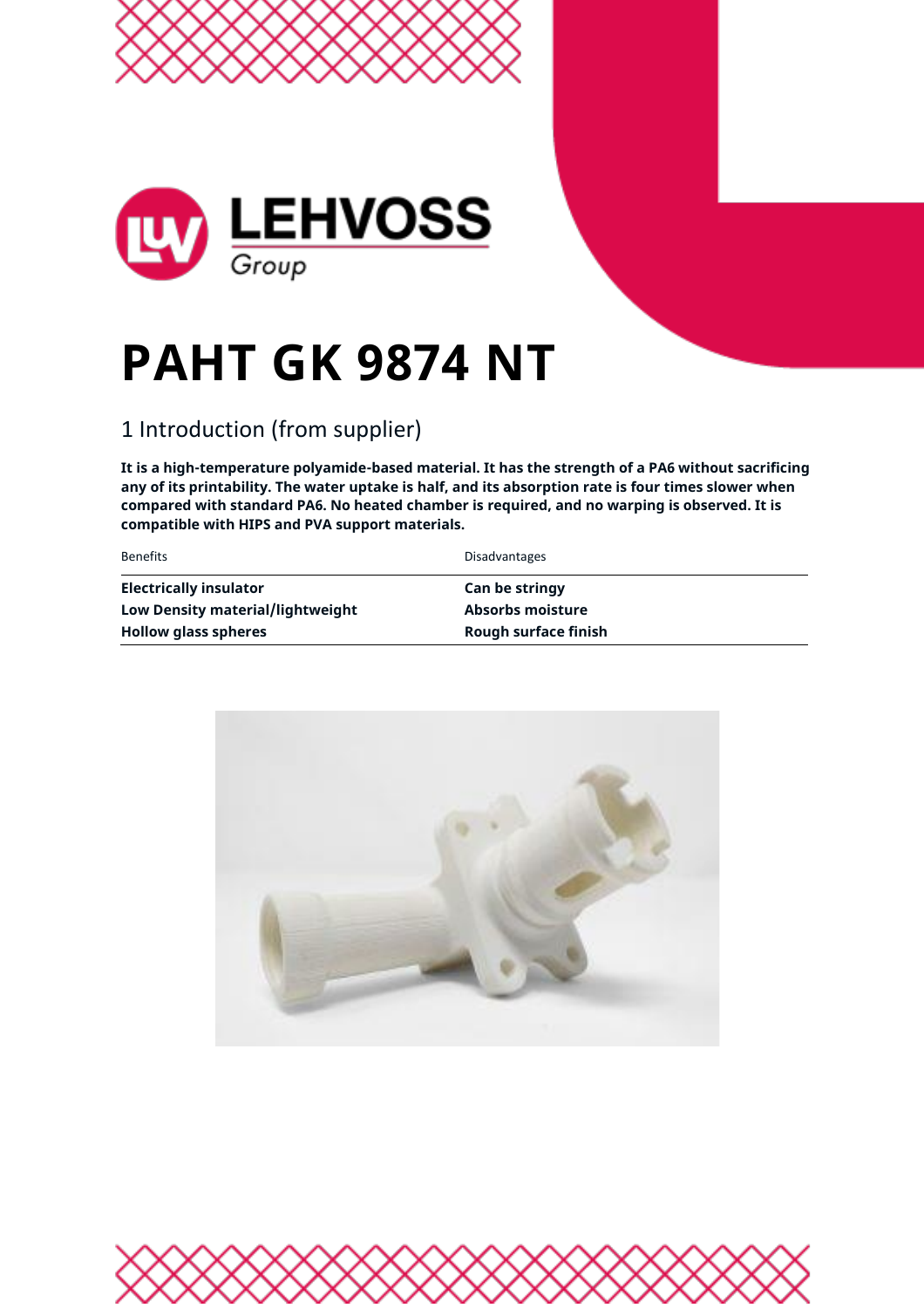LEHVOSS Group

# PAHT GK 9874 NT

## 1 Introduction (from supplier)

**It is a high-temperature polyamide-based material. It has the strength of a PA6 without sacrificing any of its printability. The water uptake is half, and its absorption rate is four times slower when compared with standard PA6. No heated chamber is required, and no warping is observed. It is compatible with HIPS and PVA support materials.**

| Benefits | Disadvantages |
| --- | --- |
| **Electrically insulator** | **Can be stringy** |
| **Low Density material/lightweight** | **Absorbs moisture** |
| **Hollow glass spheres** | **Rough surface finish** |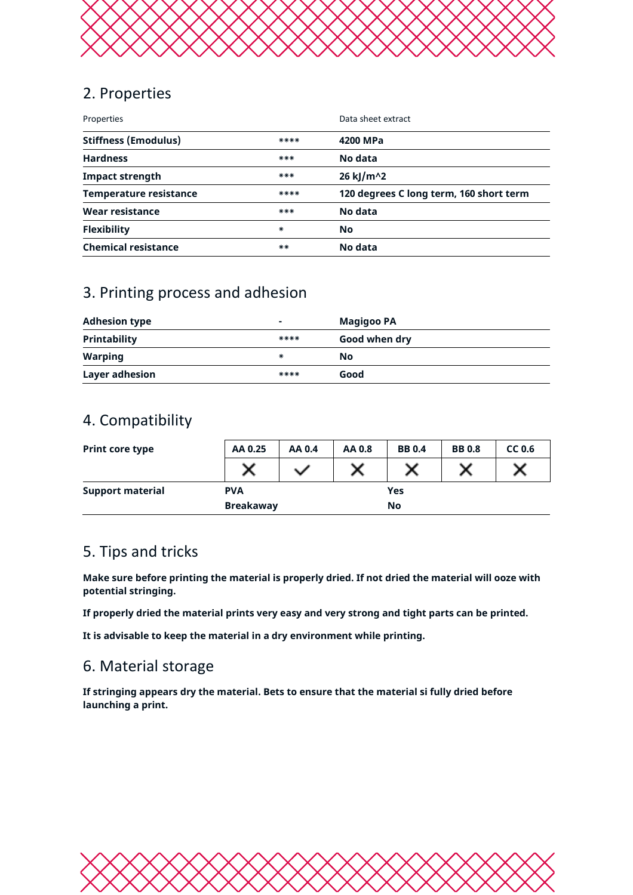## 2. Properties

| Properties | | Data sheet extract |
|---|---|---|
| **Stiffness (Emodulus)** | **** | **4200 MPa** |
| **Hardness** | *** | **No data** |
| **Impact strength** | *** | **26 kJ/m^2** |
| **Temperature resistance** | **** | **120 degrees C long term, 160 short term** |
| **Wear resistance** | *** | **No data** |
| **Flexibility** | * | **No** |
| **Chemical resistance** | ** | **No data** |

## 3. Printing process and adhesion

| | | |
|---|---|---|
| **Adhesion type** | - | **Magigoo PA** |
| **Printability** | **** | **Good when dry** |
| **Warping** | * | **No** |
| **Layer adhesion** | **** | **Good** |

## 4. Compatibility

| **Print core type** | **AA 0.25** | **AA 0.4** | **AA 0.8** | **BB 0.4** | **BB 0.8** | **CC 0.6** |
|---|---|---|---|---|---|---|
| | ✗ | ✓ | ✗ | ✗ | ✗ | ✗ |

| **Support material** | | |
|---|---|---|
| | **PVA** | **Yes** |
| | **Breakaway** | **No** |

## 5. Tips and tricks

**Make sure before printing the material is properly dried. If not dried the material will ooze with potential stringing.**

**If properly dried the material prints very easy and very strong and tight parts can be printed.**

**It is advisable to keep the material in a dry environment while printing.**

## 6. Material storage

**If stringing appears dry the material. Bets to ensure that the material si fully dried before launching a print.**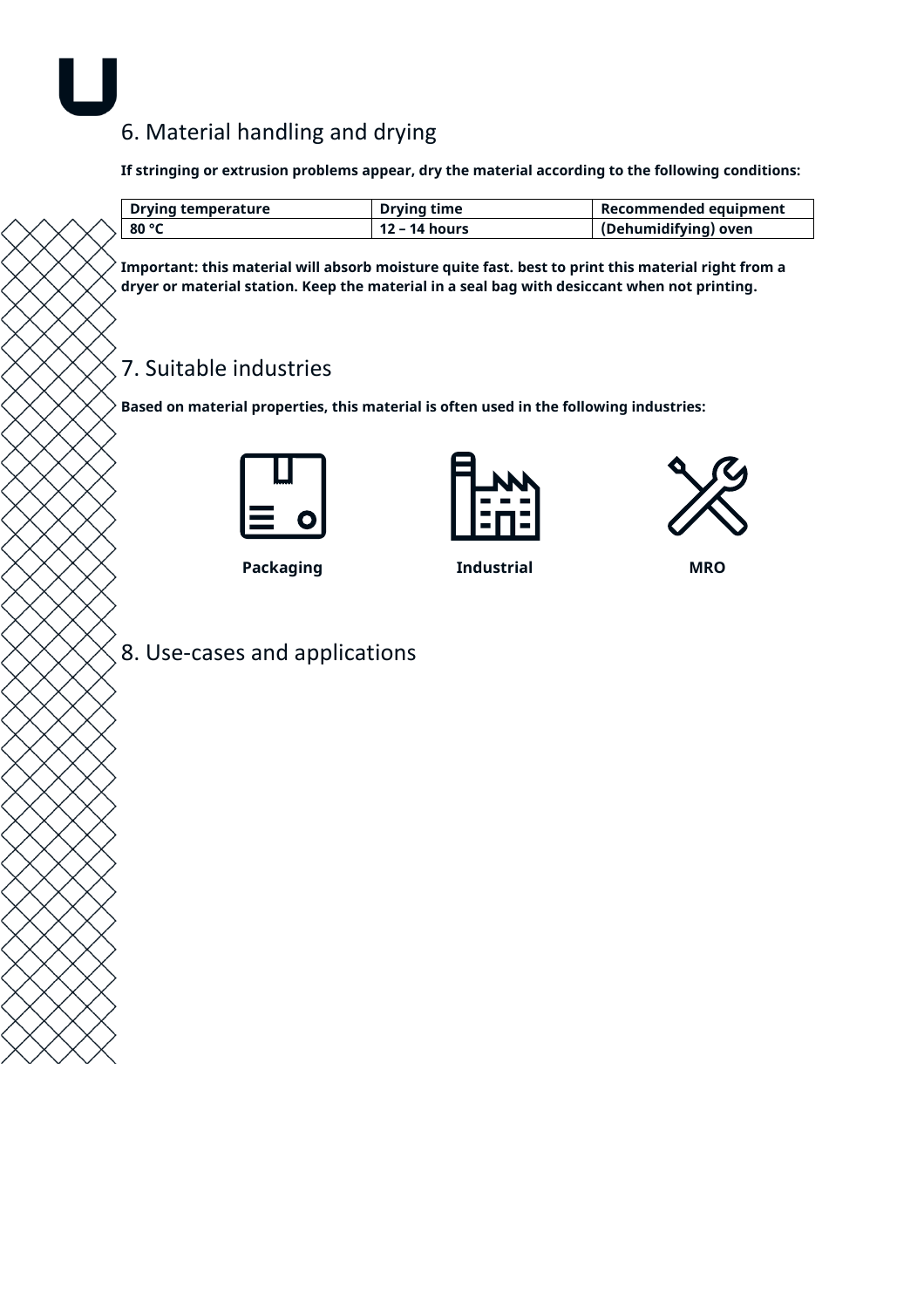## 6. Material handling and drying

**If stringing or extrusion problems appear, dry the material according to the following conditions:**

| Drying temperature | Drying time | Recommended equipment |
|---|---|---|
| 80 °C | 12 – 14 hours | (Dehumidifying) oven |

**Important: this material will absorb moisture quite fast. best to print this material right from a dryer or material station. Keep the material in a seal bag with desiccant when not printing.**

## 7. Suitable industries

**Based on material properties, this material is often used in the following industries:**

**Packaging** **Industrial** **MRO**

## 8. Use-cases and applications